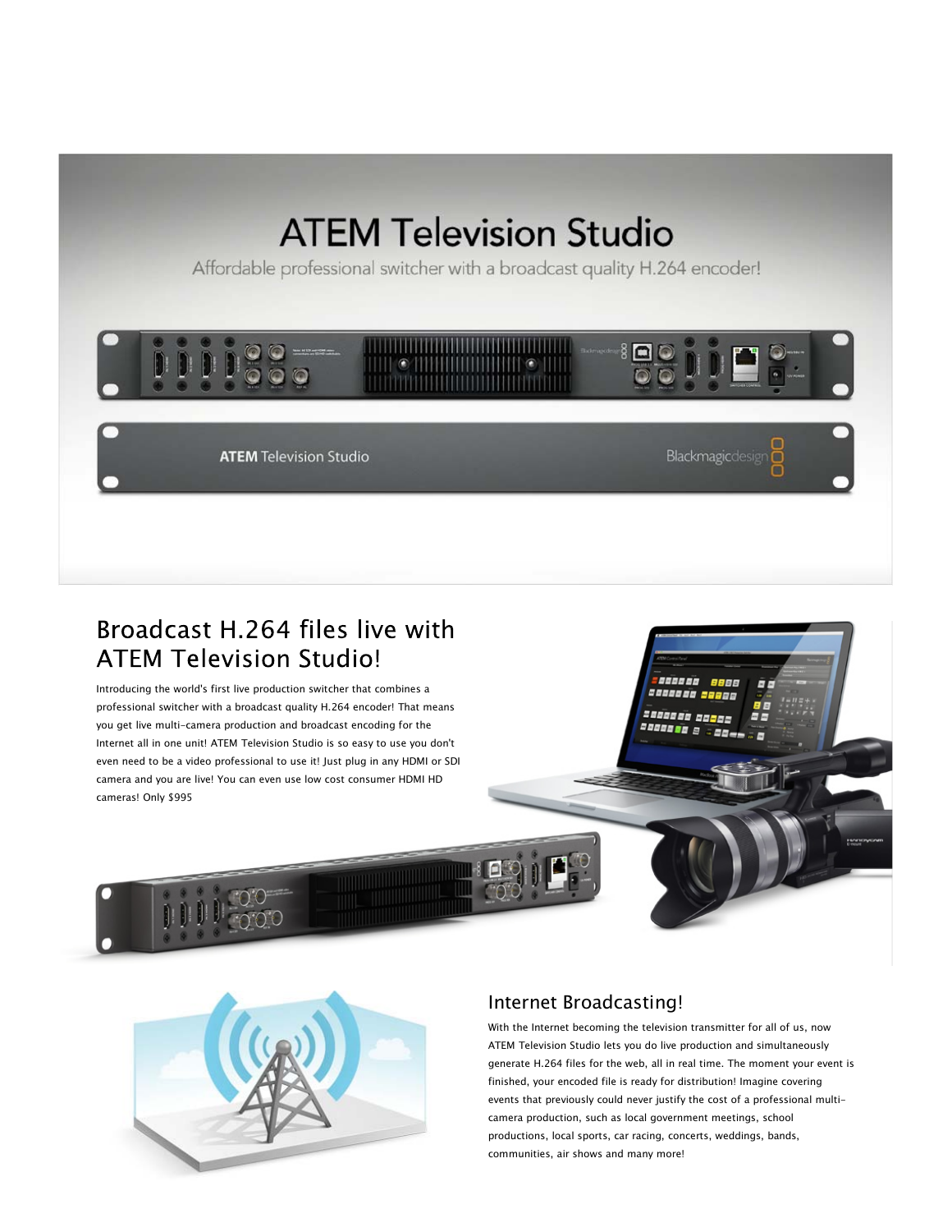# ATEM Television Studio

Affordable professional switcher with a broadcast quality H.264 encoder!

## Broadcast H.264 files live with ATEM Television Studio!

Introducing the world's first live production switcher that combines a professional switcher with a broadcast quality H.264 encoder! That means you get live multi-camera production and broadcast encoding for the Internet all in one unit! ATEM Television Studio is so easy to use you don't even need to be a video professional to use it! Just plug in any HDMI or SDI camera and you are live! You can even use low cost consumer HDMI HD cameras! Only $995

## Internet Broadcasting!

With the Internet becoming the television transmitter for all of us, now ATEM Television Studio lets you do live production and simultaneously generate H.264 files for the web, all in real time. The moment your event is finished, your encoded file is ready for distribution! Imagine covering events that previously could never justify the cost of a professional multi-camera production, such as local government meetings, school productions, local sports, car racing, concerts, weddings, bands, communities, air shows and many more!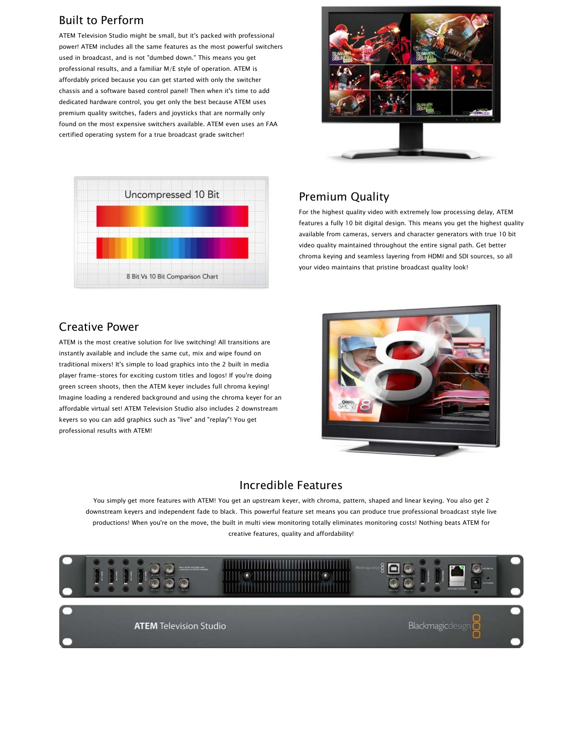## Built to Perform

ATEM Television Studio might be small, but it's packed with professional power! ATEM includes all the same features as the most powerful switchers used in broadcast, and is not "dumbed down." This means you get professional results, and a familiar M/E style of operation. ATEM is affordably priced because you can get started with only the switcher chassis and a software based control panel! Then when it's time to add dedicated hardware control, you get only the best because ATEM uses premium quality switches, faders and joysticks that are normally only found on the most expensive switchers available. ATEM even uses an FAA certified operating system for a true broadcast grade switcher!

## Premium Quality

For the highest quality video with extremely low processing delay, ATEM features a fully 10 bit digital design. This means you get the highest quality available from cameras, servers and character generators with true 10 bit video quality maintained throughout the entire signal path. Get better chroma keying and seamless layering from HDMI and SDI sources, so all your video maintains that pristine broadcast quality look!

## Creative Power

ATEM is the most creative solution for live switching! All transitions are instantly available and include the same cut, mix and wipe found on traditional mixers! It's simple to load graphics into the 2 built in media player frame-stores for exciting custom titles and logos! If you're doing green screen shoots, then the ATEM keyer includes full chroma keying! Imagine loading a rendered background and using the chroma keyer for an affordable virtual set! ATEM Television Studio also includes 2 downstream keyers so you can add graphics such as "live" and "replay"! You get professional results with ATEM!

## Incredible Features

You simply get more features with ATEM! You get an upstream keyer, with chroma, pattern, shaped and linear keying. You also get 2 downstream keyers and independent fade to black. This powerful feature set means you can produce true professional broadcast style live productions! When you're on the move, the built in multi view monitoring totally eliminates monitoring costs! Nothing beats ATEM for creative features, quality and affordability!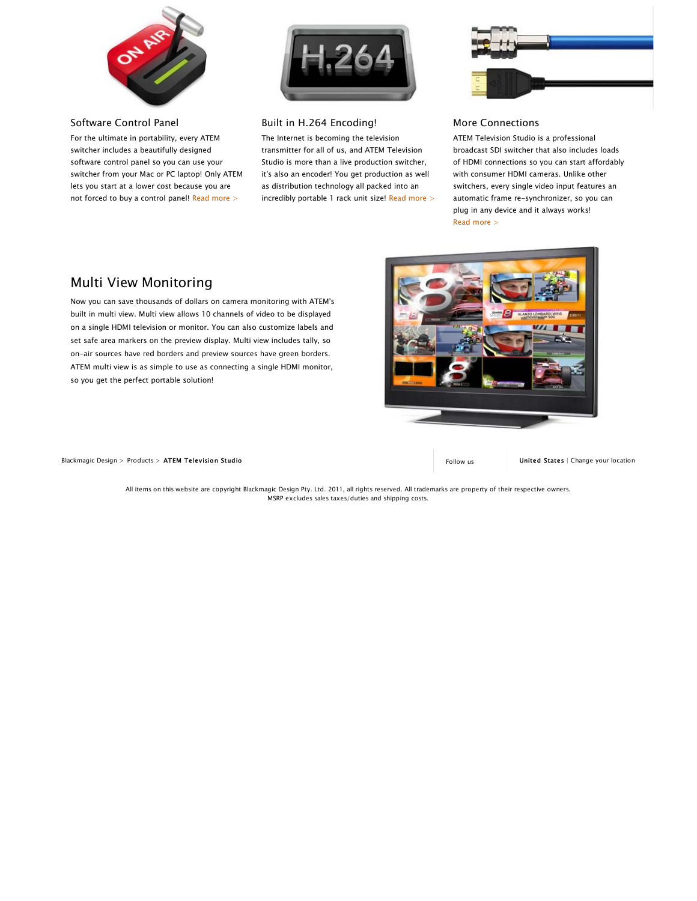## Software Control Panel

For the ultimate in portability, every ATEM switcher includes a beautifully designed software control panel so you can use your switcher from your Mac or PC laptop! Only ATEM lets you start at a lower cost because you are not forced to buy a control panel! Read more >

## Built in H.264 Encoding!

The Internet is becoming the television transmitter for all of us, and ATEM Television Studio is more than a live production switcher, it's also an encoder! You get production as well as distribution technology all packed into an incredibly portable 1 rack unit size! Read more >

## More Connections

ATEM Television Studio is a professional broadcast SDI switcher that also includes loads of HDMI connections so you can start affordably with consumer HDMI cameras. Unlike other switchers, every single video input features an automatic frame re-synchronizer, so you can plug in any device and it always works!
Read more >

# Multi View Monitoring

Now you can save thousands of dollars on camera monitoring with ATEM's built in multi view. Multi view allows 10 channels of video to be displayed on a single HDMI television or monitor. You can also customize labels and set safe area markers on the preview display. Multi view includes tally, so on-air sources have red borders and preview sources have green borders. ATEM multi view is as simple to use as connecting a single HDMI monitor, so you get the perfect portable solution!

Blackmagic Design > Products > **ATEM Television Studio**

Follow us

**United States** | Change your location

All items on this website are copyright Blackmagic Design Pty. Ltd. 2011, all rights reserved. All trademarks are property of their respective owners.
MSRP excludes sales taxes/duties and shipping costs.